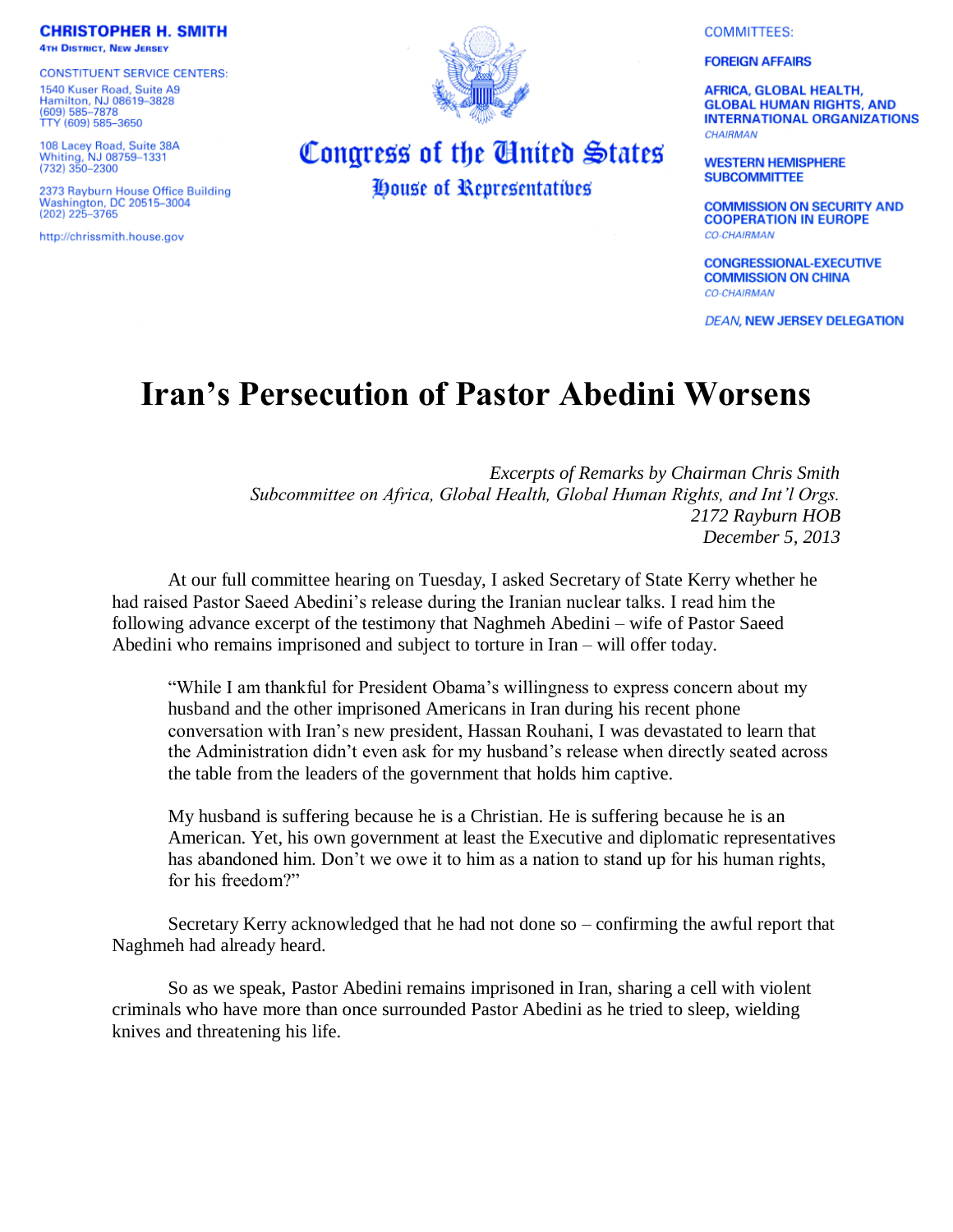**CHRISTOPHER H. SMITH**
4TH DISTRICT, NEW JERSEY

CONSTITUENT SERVICE CENTERS:

1540 Kuser Road, Suite A9
Hamilton, NJ 08619–3828
(609) 585–7878
TTY (609) 585–3650

108 Lacey Road, Suite 38A
Whiting, NJ 08759–1331
(732) 350–2300

2373 Rayburn House Office Building
Washington, DC 20515–3004
(202) 225–3765

http://chrissmith.house.gov

**Congress of the United States**
**House of Representatives**

COMMITTEES:

**FOREIGN AFFAIRS**

**AFRICA, GLOBAL HEALTH, GLOBAL HUMAN RIGHTS, AND INTERNATIONAL ORGANIZATIONS**
*CHAIRMAN*

**WESTERN HEMISPHERE SUBCOMMITTEE**

**COMMISSION ON SECURITY AND COOPERATION IN EUROPE**
*CO-CHAIRMAN*

**CONGRESSIONAL-EXECUTIVE COMMISSION ON CHINA**
*CO-CHAIRMAN*

*DEAN*, **NEW JERSEY DELEGATION**

# Iran's Persecution of Pastor Abedini Worsens

*Excerpts of Remarks by Chairman Chris Smith*
*Subcommittee on Africa, Global Health, Global Human Rights, and Int'l Orgs.*
*2172 Rayburn HOB*
*December 5, 2013*

At our full committee hearing on Tuesday, I asked Secretary of State Kerry whether he had raised Pastor Saeed Abedini's release during the Iranian nuclear talks. I read him the following advance excerpt of the testimony that Naghmeh Abedini – wife of Pastor Saeed Abedini who remains imprisoned and subject to torture in Iran – will offer today.

> "While I am thankful for President Obama's willingness to express concern about my husband and the other imprisoned Americans in Iran during his recent phone conversation with Iran's new president, Hassan Rouhani, I was devastated to learn that the Administration didn't even ask for my husband's release when directly seated across the table from the leaders of the government that holds him captive.
>
> My husband is suffering because he is a Christian. He is suffering because he is an American. Yet, his own government at least the Executive and diplomatic representatives has abandoned him. Don't we owe it to him as a nation to stand up for his human rights, for his freedom?"

Secretary Kerry acknowledged that he had not done so – confirming the awful report that Naghmeh had already heard.

So as we speak, Pastor Abedini remains imprisoned in Iran, sharing a cell with violent criminals who have more than once surrounded Pastor Abedini as he tried to sleep, wielding knives and threatening his life.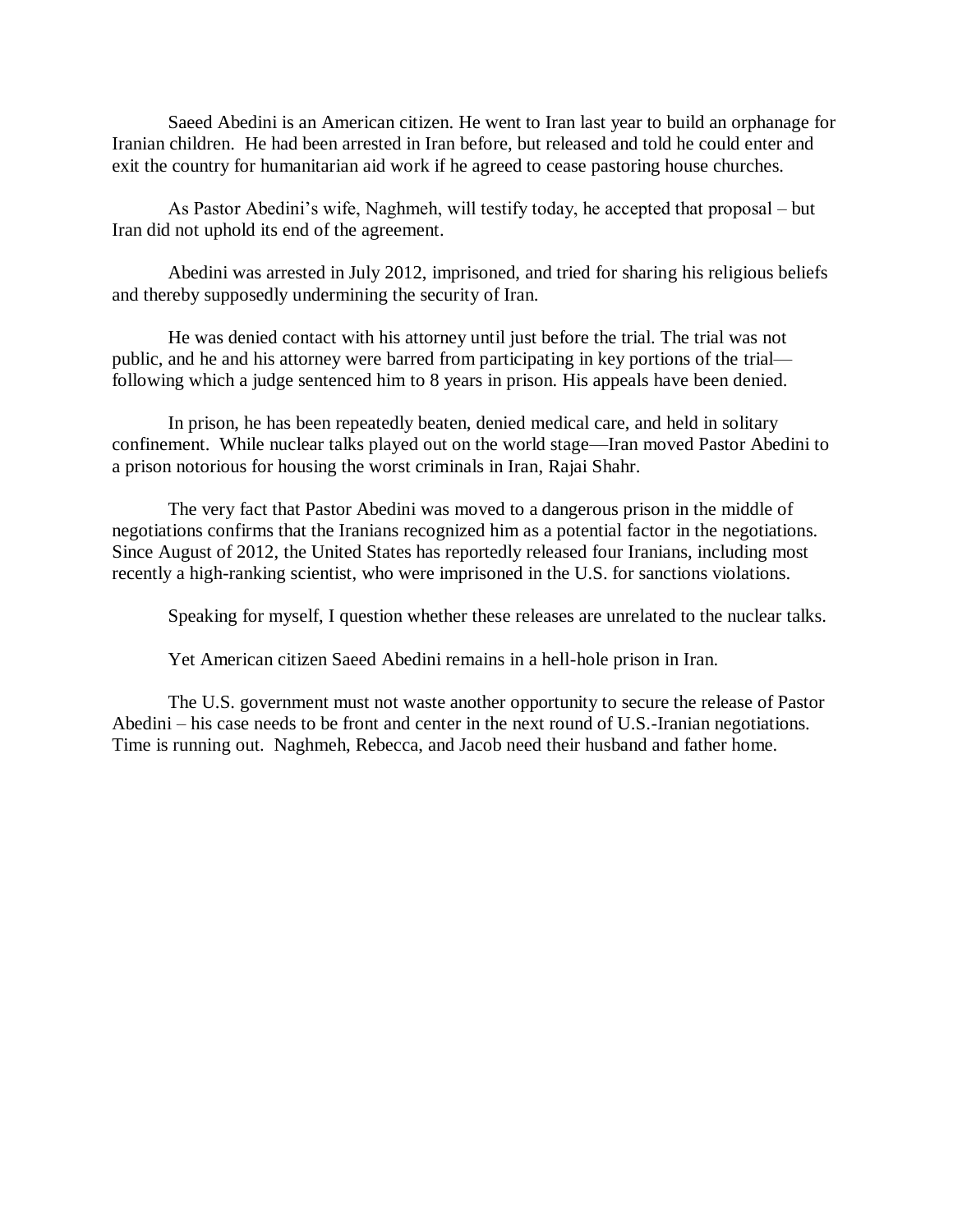Saeed Abedini is an American citizen. He went to Iran last year to build an orphanage for Iranian children. He had been arrested in Iran before, but released and told he could enter and exit the country for humanitarian aid work if he agreed to cease pastoring house churches.

As Pastor Abedini's wife, Naghmeh, will testify today, he accepted that proposal – but Iran did not uphold its end of the agreement.

Abedini was arrested in July 2012, imprisoned, and tried for sharing his religious beliefs and thereby supposedly undermining the security of Iran.

He was denied contact with his attorney until just before the trial. The trial was not public, and he and his attorney were barred from participating in key portions of the trial—following which a judge sentenced him to 8 years in prison. His appeals have been denied.

In prison, he has been repeatedly beaten, denied medical care, and held in solitary confinement. While nuclear talks played out on the world stage—Iran moved Pastor Abedini to a prison notorious for housing the worst criminals in Iran, Rajai Shahr.

The very fact that Pastor Abedini was moved to a dangerous prison in the middle of negotiations confirms that the Iranians recognized him as a potential factor in the negotiations. Since August of 2012, the United States has reportedly released four Iranians, including most recently a high-ranking scientist, who were imprisoned in the U.S. for sanctions violations.

Speaking for myself, I question whether these releases are unrelated to the nuclear talks.

Yet American citizen Saeed Abedini remains in a hell-hole prison in Iran.

The U.S. government must not waste another opportunity to secure the release of Pastor Abedini – his case needs to be front and center in the next round of U.S.-Iranian negotiations. Time is running out. Naghmeh, Rebecca, and Jacob need their husband and father home.